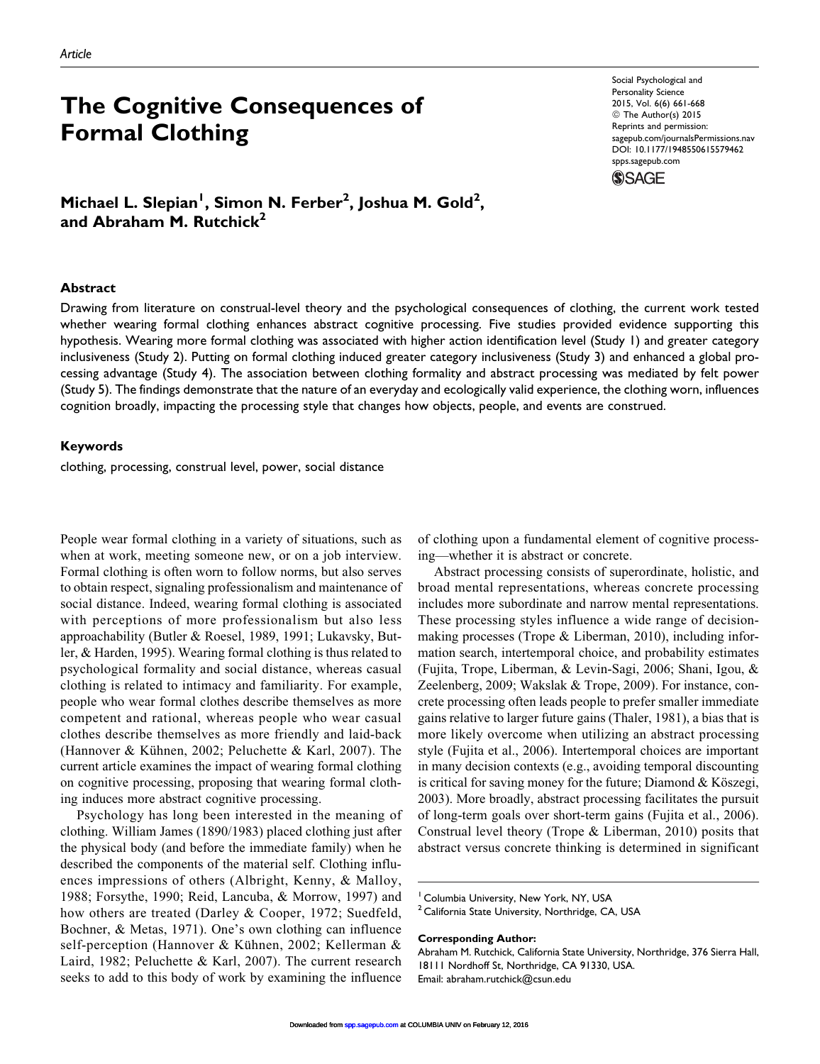*Article*

# The Cognitive Consequences of Formal Clothing

**Michael L. Slepian[1], Simon N. Ferber[2], Joshua M. Gold[2], and Abraham M. Rutchick[2]**

### Abstract

Drawing from literature on construal-level theory and the psychological consequences of clothing, the current work tested whether wearing formal clothing enhances abstract cognitive processing. Five studies provided evidence supporting this hypothesis. Wearing more formal clothing was associated with higher action identification level (Study 1) and greater category inclusiveness (Study 2). Putting on formal clothing induced greater category inclusiveness (Study 3) and enhanced a global processing advantage (Study 4). The association between clothing formality and abstract processing was mediated by felt power (Study 5). The findings demonstrate that the nature of an everyday and ecologically valid experience, the clothing worn, influences cognition broadly, impacting the processing style that changes how objects, people, and events are construed.

### Keywords

clothing, processing, construal level, power, social distance

People wear formal clothing in a variety of situations, such as when at work, meeting someone new, or on a job interview. Formal clothing is often worn to follow norms, but also serves to obtain respect, signaling professionalism and maintenance of social distance. Indeed, wearing formal clothing is associated with perceptions of more professionalism but also less approachability (Butler & Roesel, 1989, 1991; Lukavsky, Butler, & Harden, 1995). Wearing formal clothing is thus related to psychological formality and social distance, whereas casual clothing is related to intimacy and familiarity. For example, people who wear formal clothes describe themselves as more competent and rational, whereas people who wear casual clothes describe themselves as more friendly and laid-back (Hannover & Kühnen, 2002; Peluchette & Karl, 2007). The current article examines the impact of wearing formal clothing on cognitive processing, proposing that wearing formal clothing induces more abstract cognitive processing.

Psychology has long been interested in the meaning of clothing. William James (1890/1983) placed clothing just after the physical body (and before the immediate family) when he described the components of the material self. Clothing influences impressions of others (Albright, Kenny, & Malloy, 1988; Forsythe, 1990; Reid, Lancuba, & Morrow, 1997) and how others are treated (Darley & Cooper, 1972; Suedfeld, Bochner, & Metas, 1971). One's own clothing can influence self-perception (Hannover & Kühnen, 2002; Kellerman & Laird, 1982; Peluchette & Karl, 2007). The current research seeks to add to this body of work by examining the influence of clothing upon a fundamental element of cognitive processing—whether it is abstract or concrete.

Abstract processing consists of superordinate, holistic, and broad mental representations, whereas concrete processing includes more subordinate and narrow mental representations. These processing styles influence a wide range of decision-making processes (Trope & Liberman, 2010), including information search, intertemporal choice, and probability estimates (Fujita, Trope, Liberman, & Levin-Sagi, 2006; Shani, Igou, & Zeelenberg, 2009; Wakslak & Trope, 2009). For instance, concrete processing often leads people to prefer smaller immediate gains relative to larger future gains (Thaler, 1981), a bias that is more likely overcome when utilizing an abstract processing style (Fujita et al., 2006). Intertemporal choices are important in many decision contexts (e.g., avoiding temporal discounting is critical for saving money for the future; Diamond & Köszegi, 2003). More broadly, abstract processing facilitates the pursuit of long-term goals over short-term gains (Fujita et al., 2006). Construal level theory (Trope & Liberman, 2010) posits that abstract versus concrete thinking is determined in significant

[1] Columbia University, New York, NY, USA
[2] California State University, Northridge, CA, USA

**Corresponding Author:**
Abraham M. Rutchick, California State University, Northridge, 376 Sierra Hall, 18111 Nordhoff St, Northridge, CA 91330, USA.
Email: abraham.rutchick@csun.edu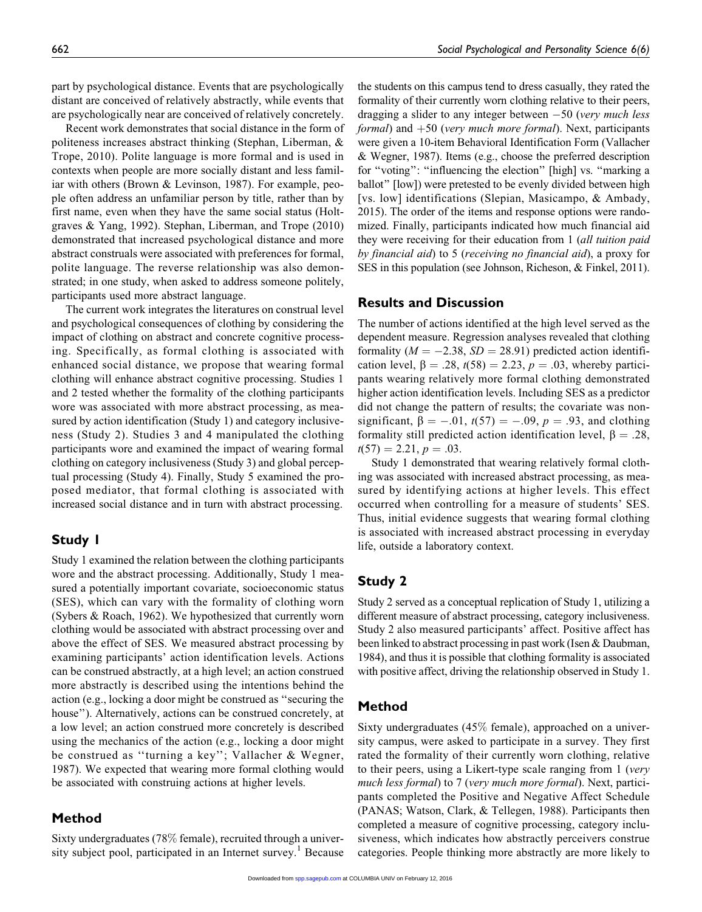part by psychological distance. Events that are psychologically distant are conceived of relatively abstractly, while events that are psychologically near are conceived of relatively concretely.

Recent work demonstrates that social distance in the form of politeness increases abstract thinking (Stephan, Liberman, & Trope, 2010). Polite language is more formal and is used in contexts when people are more socially distant and less familiar with others (Brown & Levinson, 1987). For example, people often address an unfamiliar person by title, rather than by first name, even when they have the same social status (Holtgraves & Yang, 1992). Stephan, Liberman, and Trope (2010) demonstrated that increased psychological distance and more abstract construals were associated with preferences for formal, polite language. The reverse relationship was also demonstrated; in one study, when asked to address someone politely, participants used more abstract language.

The current work integrates the literatures on construal level and psychological consequences of clothing by considering the impact of clothing on abstract and concrete cognitive processing. Specifically, as formal clothing is associated with enhanced social distance, we propose that wearing formal clothing will enhance abstract cognitive processing. Studies 1 and 2 tested whether the formality of the clothing participants wore was associated with more abstract processing, as measured by action identification (Study 1) and category inclusiveness (Study 2). Studies 3 and 4 manipulated the clothing participants wore and examined the impact of wearing formal clothing on category inclusiveness (Study 3) and global perceptual processing (Study 4). Finally, Study 5 examined the proposed mediator, that formal clothing is associated with increased social distance and in turn with abstract processing.

## Study 1

Study 1 examined the relation between the clothing participants wore and the abstract processing. Additionally, Study 1 measured a potentially important covariate, socioeconomic status (SES), which can vary with the formality of clothing worn (Sybers & Roach, 1962). We hypothesized that currently worn clothing would be associated with abstract processing over and above the effect of SES. We measured abstract processing by examining participants' action identification levels. Actions can be construed abstractly, at a high level; an action construed more abstractly is described using the intentions behind the action (e.g., locking a door might be construed as "securing the house"). Alternatively, actions can be construed concretely, at a low level; an action construed more concretely is described using the mechanics of the action (e.g., locking a door might be construed as "turning a key"; Vallacher & Wegner, 1987). We expected that wearing more formal clothing would be associated with construing actions at higher levels.

## Method

Sixty undergraduates (78% female), recruited through a university subject pool, participated in an Internet survey.[1] Because the students on this campus tend to dress casually, they rated the formality of their currently worn clothing relative to their peers, dragging a slider to any integer between −50 (*very much less formal*) and +50 (*very much more formal*). Next, participants were given a 10-item Behavioral Identification Form (Vallacher & Wegner, 1987). Items (e.g., choose the preferred description for "voting": "influencing the election" [high] vs. "marking a ballot" [low]) were pretested to be evenly divided between high [vs. low] identifications (Slepian, Masicampo, & Ambady, 2015). The order of the items and response options were randomized. Finally, participants indicated how much financial aid they were receiving for their education from 1 (*all tuition paid by financial aid*) to 5 (*receiving no financial aid*), a proxy for SES in this population (see Johnson, Richeson, & Finkel, 2011).

## Results and Discussion

The number of actions identified at the high level served as the dependent measure. Regression analyses revealed that clothing formality ($M = -2.38$, $SD = 28.91$) predicted action identification level, $\beta = .28$, $t(58) = 2.23$, $p = .03$, whereby participants wearing relatively more formal clothing demonstrated higher action identification levels. Including SES as a predictor did not change the pattern of results; the covariate was nonsignificant, $\beta = -.01$, $t(57) = -.09$, $p = .93$, and clothing formality still predicted action identification level, $\beta = .28$, $t(57) = 2.21$, $p = .03$.

Study 1 demonstrated that wearing relatively formal clothing was associated with increased abstract processing, as measured by identifying actions at higher levels. This effect occurred when controlling for a measure of students' SES. Thus, initial evidence suggests that wearing formal clothing is associated with increased abstract processing in everyday life, outside a laboratory context.

## Study 2

Study 2 served as a conceptual replication of Study 1, utilizing a different measure of abstract processing, category inclusiveness. Study 2 also measured participants' affect. Positive affect has been linked to abstract processing in past work (Isen & Daubman, 1984), and thus it is possible that clothing formality is associated with positive affect, driving the relationship observed in Study 1.

## Method

Sixty undergraduates (45% female), approached on a university campus, were asked to participate in a survey. They first rated the formality of their currently worn clothing, relative to their peers, using a Likert-type scale ranging from 1 (*very much less formal*) to 7 (*very much more formal*). Next, participants completed the Positive and Negative Affect Schedule (PANAS; Watson, Clark, & Tellegen, 1988). Participants then completed a measure of cognitive processing, category inclusiveness, which indicates how abstractly perceivers construe categories. People thinking more abstractly are more likely to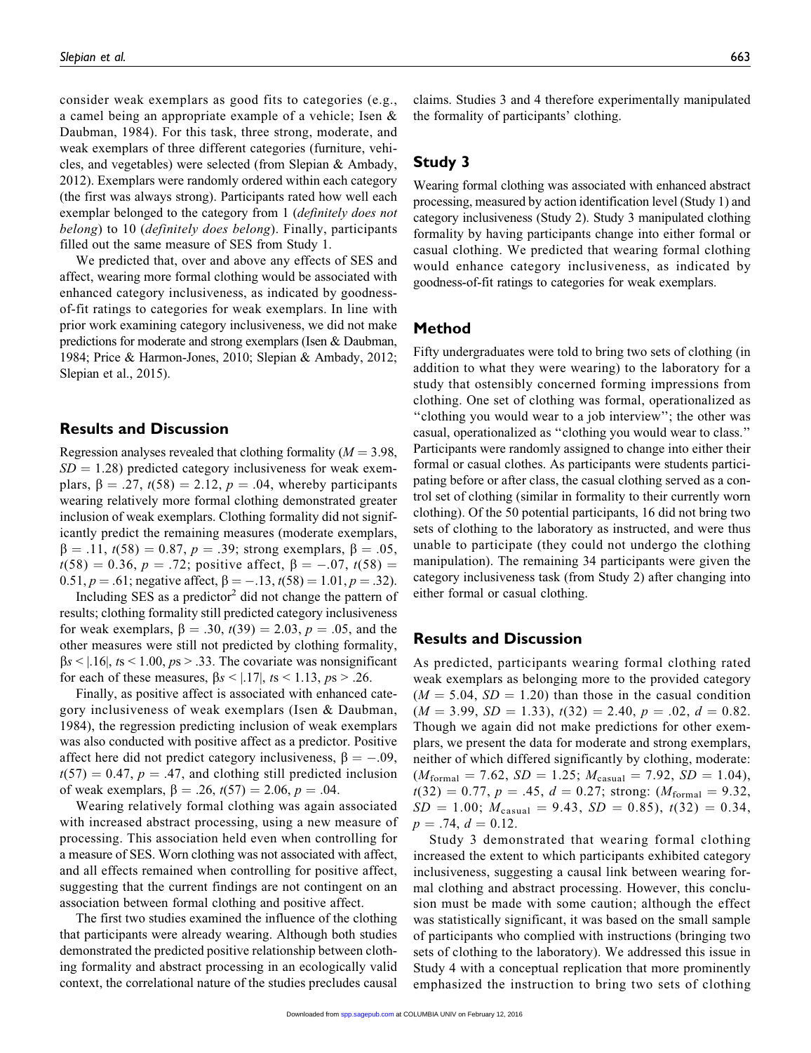consider weak exemplars as good fits to categories (e.g., a camel being an appropriate example of a vehicle; Isen & Daubman, 1984). For this task, three strong, moderate, and weak exemplars of three different categories (furniture, vehicles, and vegetables) were selected (from Slepian & Ambady, 2012). Exemplars were randomly ordered within each category (the first was always strong). Participants rated how well each exemplar belonged to the category from 1 (*definitely does not belong*) to 10 (*definitely does belong*). Finally, participants filled out the same measure of SES from Study 1.

We predicted that, over and above any effects of SES and affect, wearing more formal clothing would be associated with enhanced category inclusiveness, as indicated by goodness-of-fit ratings to categories for weak exemplars. In line with prior work examining category inclusiveness, we did not make predictions for moderate and strong exemplars (Isen & Daubman, 1984; Price & Harmon-Jones, 2010; Slepian & Ambady, 2012; Slepian et al., 2015).

## Results and Discussion

Regression analyses revealed that clothing formality ($M = 3.98$, $SD = 1.28$) predicted category inclusiveness for weak exemplars, $\beta = .27$, $t(58) = 2.12$, $p = .04$, whereby participants wearing relatively more formal clothing demonstrated greater inclusion of weak exemplars. Clothing formality did not significantly predict the remaining measures (moderate exemplars, $\beta = .11$, $t(58) = 0.87$, $p = .39$; strong exemplars, $\beta = .05$, $t(58) = 0.36$, $p = .72$; positive affect, $\beta = -.07$, $t(58) = 0.51$, $p = .61$; negative affect, $\beta = -.13$, $t(58) = 1.01$, $p = .32$).

Including SES as a predictor[2] did not change the pattern of results; clothing formality still predicted category inclusiveness for weak exemplars, $\beta = .30$, $t(39) = 2.03$, $p = .05$, and the other measures were still not predicted by clothing formality, $\beta s < |.16|$, $ts < 1.00$, $ps > .33$. The covariate was nonsignificant for each of these measures, $\beta s < |.17|$, $ts < 1.13$, $ps > .26$.

Finally, as positive affect is associated with enhanced category inclusiveness of weak exemplars (Isen & Daubman, 1984), the regression predicting inclusion of weak exemplars was also conducted with positive affect as a predictor. Positive affect here did not predict category inclusiveness, $\beta = -.09$, $t(57) = 0.47$, $p = .47$, and clothing still predicted inclusion of weak exemplars, $\beta = .26$, $t(57) = 2.06$, $p = .04$.

Wearing relatively formal clothing was again associated with increased abstract processing, using a new measure of processing. This association held even when controlling for a measure of SES. Worn clothing was not associated with affect, and all effects remained when controlling for positive affect, suggesting that the current findings are not contingent on an association between formal clothing and positive affect.

The first two studies examined the influence of the clothing that participants were already wearing. Although both studies demonstrated the predicted positive relationship between clothing formality and abstract processing in an ecologically valid context, the correlational nature of the studies precludes causal claims. Studies 3 and 4 therefore experimentally manipulated the formality of participants' clothing.

## Study 3

Wearing formal clothing was associated with enhanced abstract processing, measured by action identification level (Study 1) and category inclusiveness (Study 2). Study 3 manipulated clothing formality by having participants change into either formal or casual clothing. We predicted that wearing formal clothing would enhance category inclusiveness, as indicated by goodness-of-fit ratings to categories for weak exemplars.

## Method

Fifty undergraduates were told to bring two sets of clothing (in addition to what they were wearing) to the laboratory for a study that ostensibly concerned forming impressions from clothing. One set of clothing was formal, operationalized as "clothing you would wear to a job interview"; the other was casual, operationalized as "clothing you would wear to class." Participants were randomly assigned to change into either their formal or casual clothes. As participants were students participating before or after class, the casual clothing served as a control set of clothing (similar in formality to their currently worn clothing). Of the 50 potential participants, 16 did not bring two sets of clothing to the laboratory as instructed, and were thus unable to participate (they could not undergo the clothing manipulation). The remaining 34 participants were given the category inclusiveness task (from Study 2) after changing into either formal or casual clothing.

## Results and Discussion

As predicted, participants wearing formal clothing rated weak exemplars as belonging more to the provided category ($M = 5.04$, $SD = 1.20$) than those in the casual condition ($M = 3.99$, $SD = 1.33$), $t(32) = 2.40$, $p = .02$, $d = 0.82$. Though we again did not make predictions for other exemplars, we present the data for moderate and strong exemplars, neither of which differed significantly by clothing, moderate: ($M_{\text{formal}} = 7.62$, $SD = 1.25$; $M_{\text{casual}} = 7.92$, $SD = 1.04$), $t(32) = 0.77$, $p = .45$, $d = 0.27$; strong: ($M_{\text{formal}} = 9.32$, $SD = 1.00$; $M_{\text{casual}} = 9.43$, $SD = 0.85$), $t(32) = 0.34$, $p = .74$, $d = 0.12$.

Study 3 demonstrated that wearing formal clothing increased the extent to which participants exhibited category inclusiveness, suggesting a causal link between wearing formal clothing and abstract processing. However, this conclusion must be made with some caution; although the effect was statistically significant, it was based on the small sample of participants who complied with instructions (bringing two sets of clothing to the laboratory). We addressed this issue in Study 4 with a conceptual replication that more prominently emphasized the instruction to bring two sets of clothing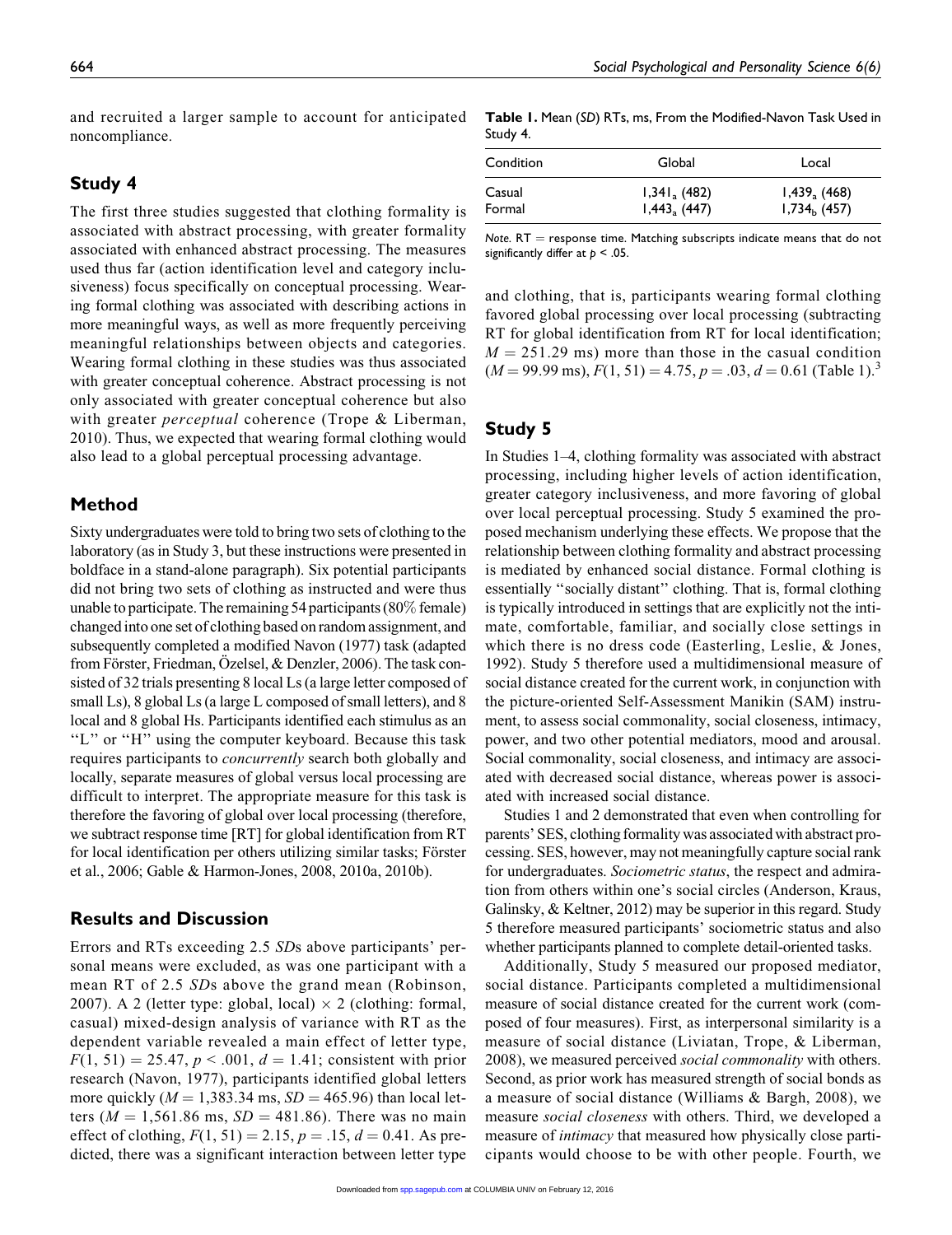and recruited a larger sample to account for anticipated noncompliance.

## Study 4

The first three studies suggested that clothing formality is associated with abstract processing, with greater formality associated with enhanced abstract processing. The measures used thus far (action identification level and category inclusiveness) focus specifically on conceptual processing. Wearing formal clothing was associated with describing actions in more meaningful ways, as well as more frequently perceiving meaningful relationships between objects and categories. Wearing formal clothing in these studies was thus associated with greater conceptual coherence. Abstract processing is not only associated with greater conceptual coherence but also with greater *perceptual* coherence (Trope & Liberman, 2010). Thus, we expected that wearing formal clothing would also lead to a global perceptual processing advantage.

### Method

Sixty undergraduates were told to bring two sets of clothing to the laboratory (as in Study 3, but these instructions were presented in boldface in a stand-alone paragraph). Six potential participants did not bring two sets of clothing as instructed and were thus unable to participate. The remaining 54 participants (80% female) changed into one set of clothing based on random assignment, and subsequently completed a modified Navon (1977) task (adapted from Förster, Friedman, Özelsel, & Denzler, 2006). The task consisted of 32 trials presenting 8 local Ls (a large letter composed of small Ls), 8 global Ls (a large L composed of small letters), and 8 local and 8 global Hs. Participants identified each stimulus as an "L" or "H" using the computer keyboard. Because this task requires participants to *concurrently* search both globally and locally, separate measures of global versus local processing are difficult to interpret. The appropriate measure for this task is therefore the favoring of global over local processing (therefore, we subtract response time [RT] for global identification from RT for local identification per others utilizing similar tasks; Förster et al., 2006; Gable & Harmon-Jones, 2008, 2010a, 2010b).

### Results and Discussion

Errors and RTs exceeding 2.5 *SD*s above participants' personal means were excluded, as was one participant with a mean RT of 2.5 *SD*s above the grand mean (Robinson, 2007). A 2 (letter type: global, local) × 2 (clothing: formal, casual) mixed-design analysis of variance with RT as the dependent variable revealed a main effect of letter type, $F(1, 51) = 25.47$, $p < .001$, $d = 1.41$; consistent with prior research (Navon, 1977), participants identified global letters more quickly ($M = 1{,}383.34$ ms, $SD = 465.96$) than local letters ($M = 1{,}561.86$ ms, $SD = 481.86$). There was no main effect of clothing, $F(1, 51) = 2.15$, $p = .15$, $d = 0.41$. As predicted, there was a significant interaction between letter type and clothing, that is, participants wearing formal clothing favored global processing over local processing (subtracting RT for global identification from RT for local identification; $M = 251.29$ ms) more than those in the casual condition ($M = 99.99$ ms), $F(1, 51) = 4.75$, $p = .03$, $d = 0.61$ (Table 1).[3]

**Table 1.** Mean (*SD*) RTs, ms, From the Modified-Navon Task Used in Study 4.

| Condition | Global | Local |
|---|---|---|
| Casual | $1{,}341_a$ (482) | $1{,}439_a$ (468) |
| Formal | $1{,}443_a$ (447) | $1{,}734_b$ (457) |

*Note.* RT = response time. Matching subscripts indicate means that do not significantly differ at $p < .05$.

## Study 5

In Studies 1–4, clothing formality was associated with abstract processing, including higher levels of action identification, greater category inclusiveness, and more favoring of global over local perceptual processing. Study 5 examined the proposed mechanism underlying these effects. We propose that the relationship between clothing formality and abstract processing is mediated by enhanced social distance. Formal clothing is essentially "socially distant" clothing. That is, formal clothing is typically introduced in settings that are explicitly not the intimate, comfortable, familiar, and socially close settings in which there is no dress code (Easterling, Leslie, & Jones, 1992). Study 5 therefore used a multidimensional measure of social distance created for the current work, in conjunction with the picture-oriented Self-Assessment Manikin (SAM) instrument, to assess social commonality, social closeness, intimacy, power, and two other potential mediators, mood and arousal. Social commonality, social closeness, and intimacy are associated with decreased social distance, whereas power is associated with increased social distance.

Studies 1 and 2 demonstrated that even when controlling for parents' SES, clothing formality was associated with abstract processing. SES, however, may not meaningfully capture social rank for undergraduates. *Sociometric status*, the respect and admiration from others within one's social circles (Anderson, Kraus, Galinsky, & Keltner, 2012) may be superior in this regard. Study 5 therefore measured participants' sociometric status and also whether participants planned to complete detail-oriented tasks.

Additionally, Study 5 measured our proposed mediator, social distance. Participants completed a multidimensional measure of social distance created for the current work (composed of four measures). First, as interpersonal similarity is a measure of social distance (Liviatan, Trope, & Liberman, 2008), we measured perceived *social commonality* with others. Second, as prior work has measured strength of social bonds as a measure of social distance (Williams & Bargh, 2008), we measure *social closeness* with others. Third, we developed a measure of *intimacy* that measured how physically close participants would choose to be with other people. Fourth, we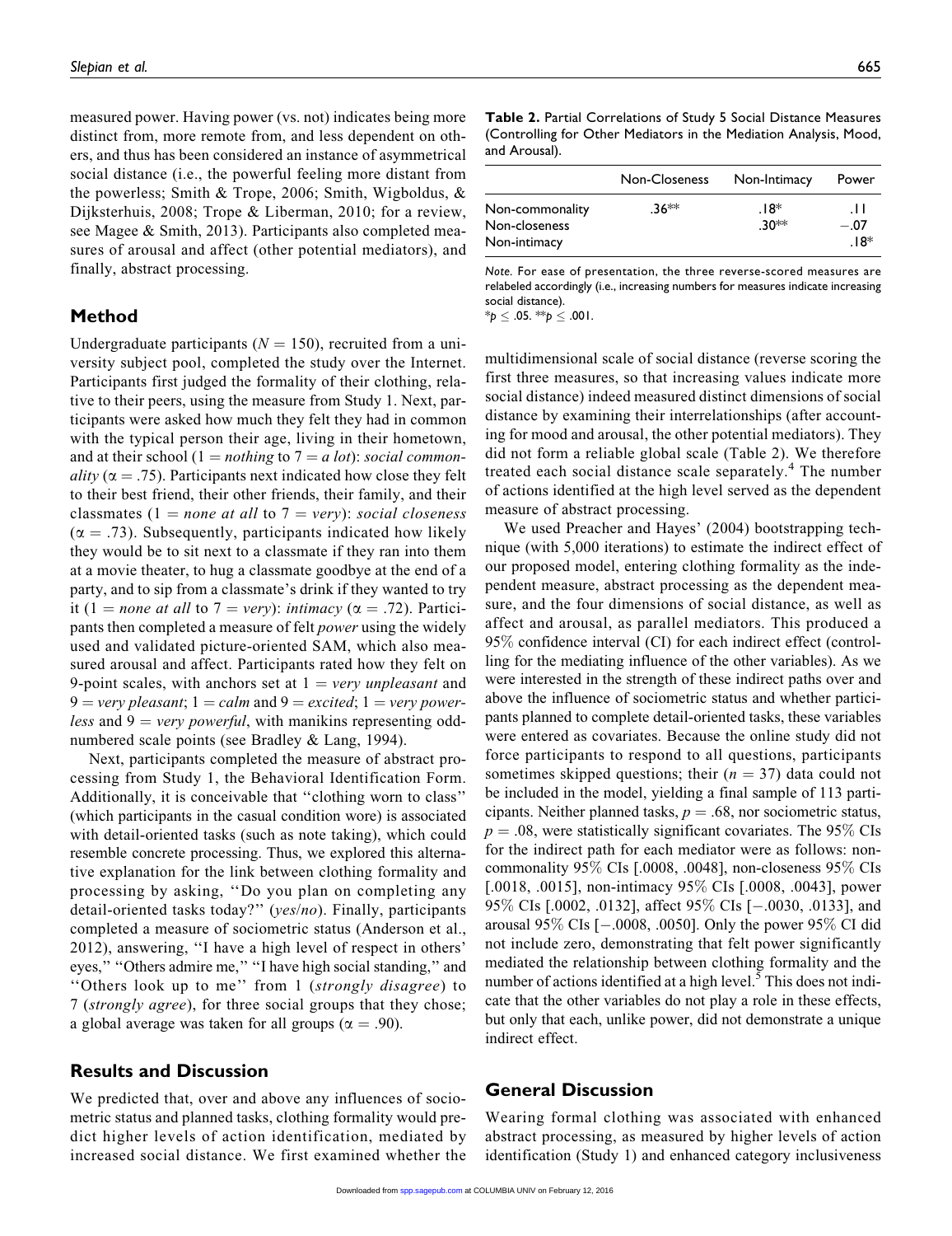measured power. Having power (vs. not) indicates being more distinct from, more remote from, and less dependent on others, and thus has been considered an instance of asymmetrical social distance (i.e., the powerful feeling more distant from the powerless; Smith & Trope, 2006; Smith, Wigboldus, & Dijksterhuis, 2008; Trope & Liberman, 2010; for a review, see Magee & Smith, 2013). Participants also completed measures of arousal and affect (other potential mediators), and finally, abstract processing.

## Method

Undergraduate participants ($N = 150$), recruited from a university subject pool, completed the study over the Internet. Participants first judged the formality of their clothing, relative to their peers, using the measure from Study 1. Next, participants were asked how much they felt they had in common with the typical person their age, living in their hometown, and at their school (1 = *nothing* to 7 = *a lot*): *social commonality* ($\alpha = .75$). Participants next indicated how close they felt to their best friend, their other friends, their family, and their classmates (1 = *none at all* to 7 = *very*): *social closeness* ($\alpha = .73$). Subsequently, participants indicated how likely they would be to sit next to a classmate if they ran into them at a movie theater, to hug a classmate goodbye at the end of a party, and to sip from a classmate's drink if they wanted to try it (1 = *none at all* to 7 = *very*): *intimacy* ($\alpha = .72$). Participants then completed a measure of felt *power* using the widely used and validated picture-oriented SAM, which also measured arousal and affect. Participants rated how they felt on 9-point scales, with anchors set at 1 = *very unpleasant* and 9 = *very pleasant*; 1 = *calm* and 9 = *excited*; 1 = *very powerless* and 9 = *very powerful*, with manikins representing odd-numbered scale points (see Bradley & Lang, 1994).

Next, participants completed the measure of abstract processing from Study 1, the Behavioral Identification Form. Additionally, it is conceivable that "clothing worn to class" (which participants in the casual condition wore) is associated with detail-oriented tasks (such as note taking), which could resemble concrete processing. Thus, we explored this alternative explanation for the link between clothing formality and processing by asking, "Do you plan on completing any detail-oriented tasks today?" (*yes*/*no*). Finally, participants completed a measure of sociometric status (Anderson et al., 2012), answering, "I have a high level of respect in others' eyes," "Others admire me," "I have high social standing," and "Others look up to me" from 1 (*strongly disagree*) to 7 (*strongly agree*), for three social groups that they chose; a global average was taken for all groups ($\alpha = .90$).

## Results and Discussion

We predicted that, over and above any influences of sociometric status and planned tasks, clothing formality would predict higher levels of action identification, mediated by increased social distance. We first examined whether the multidimensional scale of social distance (reverse scoring the first three measures, so that increasing values indicate more social distance) indeed measured distinct dimensions of social distance by examining their interrelationships (after accounting for mood and arousal, the other potential mediators). They did not form a reliable global scale (Table 2). We therefore treated each social distance scale separately.[4] The number of actions identified at the high level served as the dependent measure of abstract processing.

**Table 2.** Partial Correlations of Study 5 Social Distance Measures (Controlling for Other Mediators in the Mediation Analysis, Mood, and Arousal).

| | Non-Closeness | Non-Intimacy | Power |
|---|---|---|---|
| Non-commonality | .36** | .18* | .11 |
| Non-closeness | | .30** | −.07 |
| Non-intimacy | | | .18* |

*Note.* For ease of presentation, the three reverse-scored measures are relabeled accordingly (i.e., increasing numbers for measures indicate increasing social distance).
*$p \leq .05$. **$p \leq .001$.

We used Preacher and Hayes' (2004) bootstrapping technique (with 5,000 iterations) to estimate the indirect effect of our proposed model, entering clothing formality as the independent measure, abstract processing as the dependent measure, and the four dimensions of social distance, as well as affect and arousal, as parallel mediators. This produced a 95% confidence interval (CI) for each indirect effect (controlling for the mediating influence of the other variables). As we were interested in the strength of these indirect paths over and above the influence of sociometric status and whether participants planned to complete detail-oriented tasks, these variables were entered as covariates. Because the online study did not force participants to respond to all questions, participants sometimes skipped questions; their ($n = 37$) data could not be included in the model, yielding a final sample of 113 participants. Neither planned tasks, $p = .68$, nor sociometric status, $p = .08$, were statistically significant covariates. The 95% CIs for the indirect path for each mediator were as follows: non-commonality 95% CIs [.0008, .0048], non-closeness 95% CIs [.0018, .0015], non-intimacy 95% CIs [.0008, .0043], power 95% CIs [.0002, .0132], affect 95% CIs [−.0030, .0133], and arousal 95% CIs [−.0008, .0050]. Only the power 95% CI did not include zero, demonstrating that felt power significantly mediated the relationship between clothing formality and the number of actions identified at a high level.[5] This does not indicate that the other variables do not play a role in these effects, but only that each, unlike power, did not demonstrate a unique indirect effect.

## General Discussion

Wearing formal clothing was associated with enhanced abstract processing, as measured by higher levels of action identification (Study 1) and enhanced category inclusiveness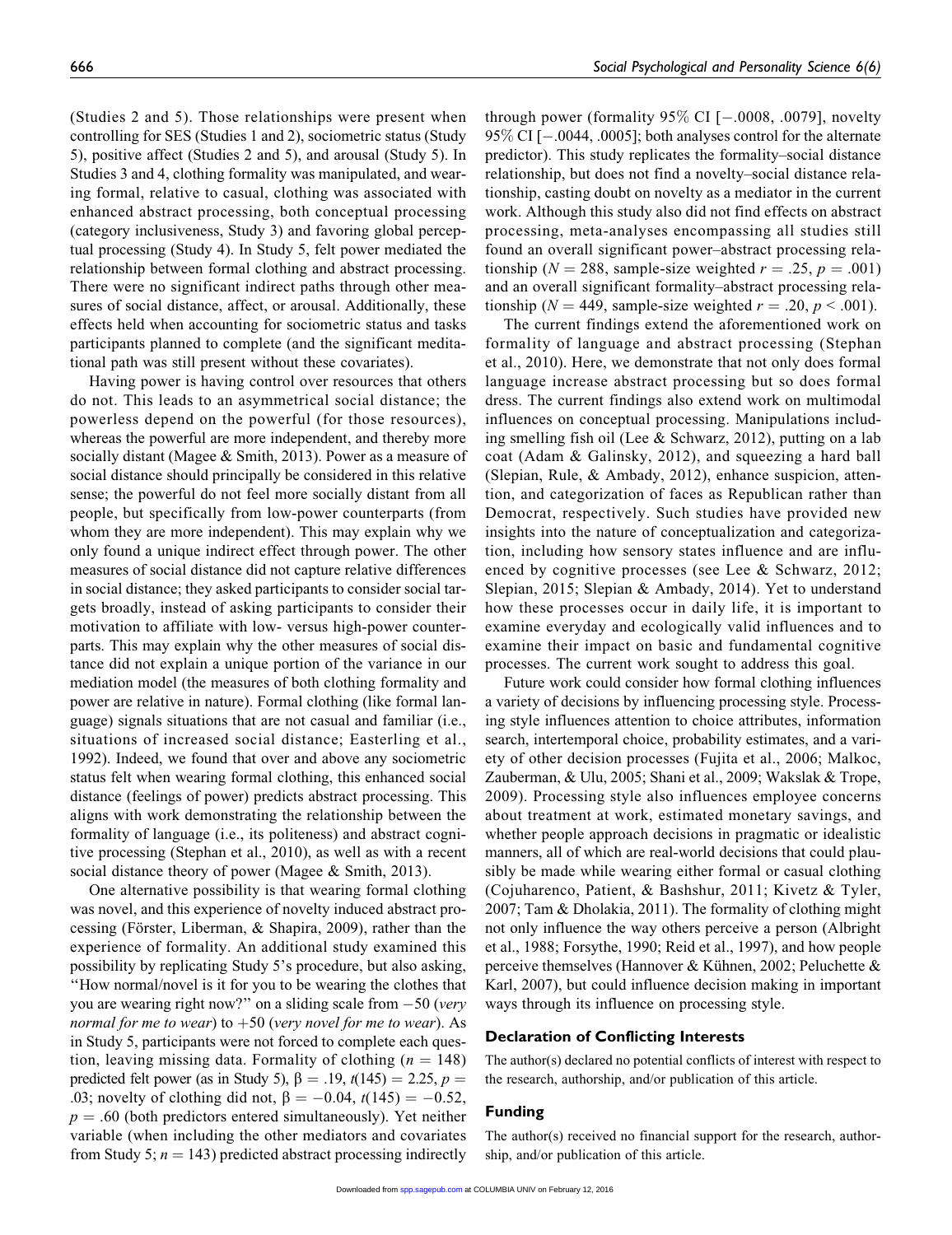(Studies 2 and 5). Those relationships were present when controlling for SES (Studies 1 and 2), sociometric status (Study 5), positive affect (Studies 2 and 5), and arousal (Study 5). In Studies 3 and 4, clothing formality was manipulated, and wearing formal, relative to casual, clothing was associated with enhanced abstract processing, both conceptual processing (category inclusiveness, Study 3) and favoring global perceptual processing (Study 4). In Study 5, felt power mediated the relationship between formal clothing and abstract processing. There were no significant indirect paths through other measures of social distance, affect, or arousal. Additionally, these effects held when accounting for sociometric status and tasks participants planned to complete (and the significant meditational path was still present without these covariates).

Having power is having control over resources that others do not. This leads to an asymmetrical social distance; the powerless depend on the powerful (for those resources), whereas the powerful are more independent, and thereby more socially distant (Magee & Smith, 2013). Power as a measure of social distance should principally be considered in this relative sense; the powerful do not feel more socially distant from all people, but specifically from low-power counterparts (from whom they are more independent). This may explain why we only found a unique indirect effect through power. The other measures of social distance did not capture relative differences in social distance; they asked participants to consider social targets broadly, instead of asking participants to consider their motivation to affiliate with low- versus high-power counterparts. This may explain why the other measures of social distance did not explain a unique portion of the variance in our mediation model (the measures of both clothing formality and power are relative in nature). Formal clothing (like formal language) signals situations that are not casual and familiar (i.e., situations of increased social distance; Easterling et al., 1992). Indeed, we found that over and above any sociometric status felt when wearing formal clothing, this enhanced social distance (feelings of power) predicts abstract processing. This aligns with work demonstrating the relationship between the formality of language (i.e., its politeness) and abstract cognitive processing (Stephan et al., 2010), as well as with a recent social distance theory of power (Magee & Smith, 2013).

One alternative possibility is that wearing formal clothing was novel, and this experience of novelty induced abstract processing (Förster, Liberman, & Shapira, 2009), rather than the experience of formality. An additional study examined this possibility by replicating Study 5's procedure, but also asking, "How normal/novel is it for you to be wearing the clothes that you are wearing right now?" on a sliding scale from −50 (*very normal for me to wear*) to +50 (*very novel for me to wear*). As in Study 5, participants were not forced to complete each question, leaving missing data. Formality of clothing ($n = 148$) predicted felt power (as in Study 5), $\beta = .19$, $t(145) = 2.25$, $p = .03$; novelty of clothing did not, $\beta = -0.04$, $t(145) = -0.52$, $p = .60$ (both predictors entered simultaneously). Yet neither variable (when including the other mediators and covariates from Study 5; $n = 143$) predicted abstract processing indirectly through power (formality 95% CI [−.0008, .0079], novelty 95% CI [−.0044, .0005]; both analyses control for the alternate predictor). This study replicates the formality–social distance relationship, but does not find a novelty–social distance relationship, casting doubt on novelty as a mediator in the current work. Although this study also did not find effects on abstract processing, meta-analyses encompassing all studies still found an overall significant power–abstract processing relationship ($N = 288$, sample-size weighted $r = .25$, $p = .001$) and an overall significant formality–abstract processing relationship ($N = 449$, sample-size weighted $r = .20$, $p < .001$).

The current findings extend the aforementioned work on formality of language and abstract processing (Stephan et al., 2010). Here, we demonstrate that not only does formal language increase abstract processing but so does formal dress. The current findings also extend work on multimodal influences on conceptual processing. Manipulations including smelling fish oil (Lee & Schwarz, 2012), putting on a lab coat (Adam & Galinsky, 2012), and squeezing a hard ball (Slepian, Rule, & Ambady, 2012), enhance suspicion, attention, and categorization of faces as Republican rather than Democrat, respectively. Such studies have provided new insights into the nature of conceptualization and categorization, including how sensory states influence and are influenced by cognitive processes (see Lee & Schwarz, 2012; Slepian, 2015; Slepian & Ambady, 2014). Yet to understand how these processes occur in daily life, it is important to examine everyday and ecologically valid influences and to examine their impact on basic and fundamental cognitive processes. The current work sought to address this goal.

Future work could consider how formal clothing influences a variety of decisions by influencing processing style. Processing style influences attention to choice attributes, information search, intertemporal choice, probability estimates, and a variety of other decision processes (Fujita et al., 2006; Malkoc, Zauberman, & Ulu, 2005; Shani et al., 2009; Wakslak & Trope, 2009). Processing style also influences employee concerns about treatment at work, estimated monetary savings, and whether people approach decisions in pragmatic or idealistic manners, all of which are real-world decisions that could plausibly be made while wearing either formal or casual clothing (Cojuharenco, Patient, & Bashshur, 2011; Kivetz & Tyler, 2007; Tam & Dholakia, 2011). The formality of clothing might not only influence the way others perceive a person (Albright et al., 1988; Forsythe, 1990; Reid et al., 1997), and how people perceive themselves (Hannover & Kühnen, 2002; Peluchette & Karl, 2007), but could influence decision making in important ways through its influence on processing style.

## Declaration of Conflicting Interests

The author(s) declared no potential conflicts of interest with respect to the research, authorship, and/or publication of this article.

## Funding

The author(s) received no financial support for the research, authorship, and/or publication of this article.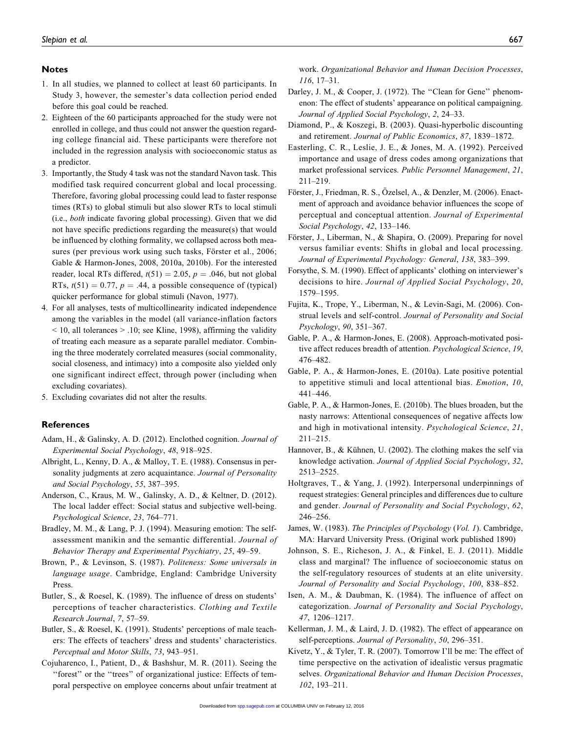## Notes

1. In all studies, we planned to collect at least 60 participants. In Study 3, however, the semester's data collection period ended before this goal could be reached.
2. Eighteen of the 60 participants approached for the study were not enrolled in college, and thus could not answer the question regarding college financial aid. These participants were therefore not included in the regression analysis with socioeconomic status as a predictor.
3. Importantly, the Study 4 task was not the standard Navon task. This modified task required concurrent global and local processing. Therefore, favoring global processing could lead to faster response times (RTs) to global stimuli but also slower RTs to local stimuli (i.e., *both* indicate favoring global processing). Given that we did not have specific predictions regarding the measure(s) that would be influenced by clothing formality, we collapsed across both measures (per previous work using such tasks, Förster et al., 2006; Gable & Harmon-Jones, 2008, 2010a, 2010b). For the interested reader, local RTs differed, $t(51) = 2.05$, $p = .046$, but not global RTs, $t(51) = 0.77$, $p = .44$, a possible consequence of (typical) quicker performance for global stimuli (Navon, 1977).
4. For all analyses, tests of multicollinearity indicated independence among the variables in the model (all variance-inflation factors $< 10$, all tolerances $> .10$; see Kline, 1998), affirming the validity of treating each measure as a separate parallel mediator. Combining the three moderately correlated measures (social commonality, social closeness, and intimacy) into a composite also yielded only one significant indirect effect, through power (including when excluding covariates).
5. Excluding covariates did not alter the results.

## References

Adam, H., & Galinsky, A. D. (2012). Enclothed cognition. *Journal of Experimental Social Psychology*, *48*, 918–925.

Albright, L., Kenny, D. A., & Malloy, T. E. (1988). Consensus in personality judgments at zero acquaintance. *Journal of Personality and Social Psychology*, *55*, 387–395.

Anderson, C., Kraus, M. W., Galinsky, A. D., & Keltner, D. (2012). The local ladder effect: Social status and subjective well-being. *Psychological Science*, *23*, 764–771.

Bradley, M. M., & Lang, P. J. (1994). Measuring emotion: The self-assessment manikin and the semantic differential. *Journal of Behavior Therapy and Experimental Psychiatry*, *25*, 49–59.

Brown, P., & Levinson, S. (1987). *Politeness: Some universals in language usage*. Cambridge, England: Cambridge University Press.

Butler, S., & Roesel, K. (1989). The influence of dress on students' perceptions of teacher characteristics. *Clothing and Textile Research Journal*, *7*, 57–59.

Butler, S., & Roesel, K. (1991). Students' perceptions of male teachers: The effects of teachers' dress and students' characteristics. *Perceptual and Motor Skills*, *73*, 943–951.

Cojuharenco, I., Patient, D., & Bashshur, M. R. (2011). Seeing the "forest" or the "trees" of organizational justice: Effects of temporal perspective on employee concerns about unfair treatment at work. *Organizational Behavior and Human Decision Processes*, *116*, 17–31.

Darley, J. M., & Cooper, J. (1972). The "Clean for Gene" phenomenon: The effect of students' appearance on political campaigning. *Journal of Applied Social Psychology*, *2*, 24–33.

Diamond, P., & Koszegi, B. (2003). Quasi-hyperbolic discounting and retirement. *Journal of Public Economics*, *87*, 1839–1872.

Easterling, C. R., Leslie, J. E., & Jones, M. A. (1992). Perceived importance and usage of dress codes among organizations that market professional services. *Public Personnel Management*, *21*, 211–219.

Förster, J., Friedman, R. S., Özelsel, A., & Denzler, M. (2006). Enactment of approach and avoidance behavior influences the scope of perceptual and conceptual attention. *Journal of Experimental Social Psychology*, *42*, 133–146.

Förster, J., Liberman, N., & Shapira, O. (2009). Preparing for novel versus familiar events: Shifts in global and local processing. *Journal of Experimental Psychology: General*, *138*, 383–399.

Forsythe, S. M. (1990). Effect of applicants' clothing on interviewer's decisions to hire. *Journal of Applied Social Psychology*, *20*, 1579–1595.

Fujita, K., Trope, Y., Liberman, N., & Levin-Sagi, M. (2006). Construal levels and self-control. *Journal of Personality and Social Psychology*, *90*, 351–367.

Gable, P. A., & Harmon-Jones, E. (2008). Approach-motivated positive affect reduces breadth of attention. *Psychological Science*, *19*, 476–482.

Gable, P. A., & Harmon-Jones, E. (2010a). Late positive potential to appetitive stimuli and local attentional bias. *Emotion*, *10*, 441–446.

Gable, P. A., & Harmon-Jones, E. (2010b). The blues broaden, but the nasty narrows: Attentional consequences of negative affects low and high in motivational intensity. *Psychological Science*, *21*, 211–215.

Hannover, B., & Kühnen, U. (2002). The clothing makes the self via knowledge activation. *Journal of Applied Social Psychology*, *32*, 2513–2525.

Holtgraves, T., & Yang, J. (1992). Interpersonal underpinnings of request strategies: General principles and differences due to culture and gender. *Journal of Personality and Social Psychology*, *62*, 246–256.

James, W. (1983). *The Principles of Psychology* (*Vol. 1*). Cambridge, MA: Harvard University Press. (Original work published 1890)

Johnson, S. E., Richeson, J. A., & Finkel, E. J. (2011). Middle class and marginal? The influence of socioeconomic status on the self-regulatory resources of students at an elite university. *Journal of Personality and Social Psychology*, *100*, 838–852.

Isen, A. M., & Daubman, K. (1984). The influence of affect on categorization. *Journal of Personality and Social Psychology*, *47*, 1206–1217.

Kellerman, J. M., & Laird, J. D. (1982). The effect of appearance on self-perceptions. *Journal of Personality*, *50*, 296–351.

Kivetz, Y., & Tyler, T. R. (2007). Tomorrow I'll be me: The effect of time perspective on the activation of idealistic versus pragmatic selves. *Organizational Behavior and Human Decision Processes*, *102*, 193–211.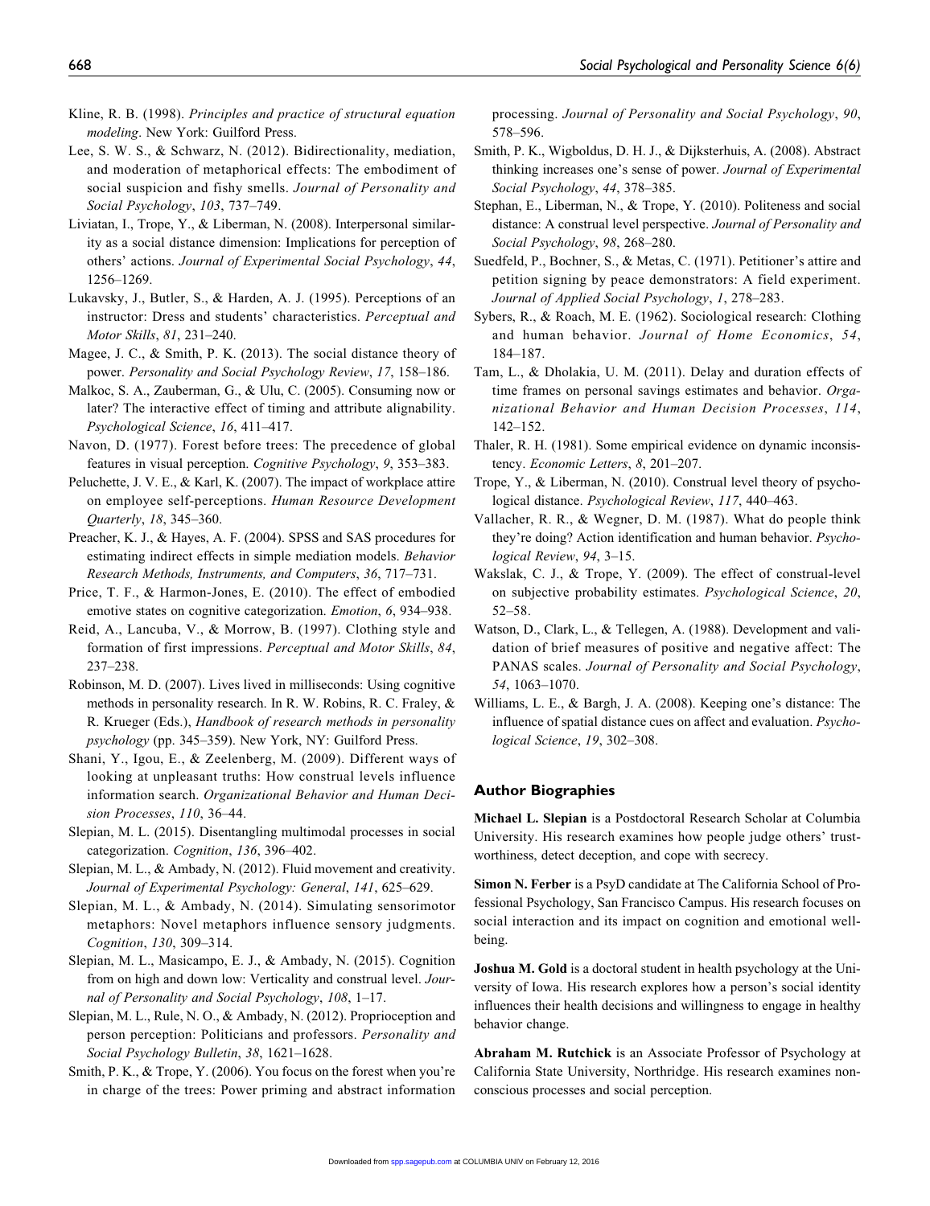Kline, R. B. (1998). *Principles and practice of structural equation modeling*. New York: Guilford Press.

Lee, S. W. S., & Schwarz, N. (2012). Bidirectionality, mediation, and moderation of metaphorical effects: The embodiment of social suspicion and fishy smells. *Journal of Personality and Social Psychology*, *103*, 737–749.

Liviatan, I., Trope, Y., & Liberman, N. (2008). Interpersonal similarity as a social distance dimension: Implications for perception of others' actions. *Journal of Experimental Social Psychology*, *44*, 1256–1269.

Lukavsky, J., Butler, S., & Harden, A. J. (1995). Perceptions of an instructor: Dress and students' characteristics. *Perceptual and Motor Skills*, *81*, 231–240.

Magee, J. C., & Smith, P. K. (2013). The social distance theory of power. *Personality and Social Psychology Review*, *17*, 158–186.

Malkoc, S. A., Zauberman, G., & Ulu, C. (2005). Consuming now or later? The interactive effect of timing and attribute alignability. *Psychological Science*, *16*, 411–417.

Navon, D. (1977). Forest before trees: The precedence of global features in visual perception. *Cognitive Psychology*, *9*, 353–383.

Peluchette, J. V. E., & Karl, K. (2007). The impact of workplace attire on employee self-perceptions. *Human Resource Development Quarterly*, *18*, 345–360.

Preacher, K. J., & Hayes, A. F. (2004). SPSS and SAS procedures for estimating indirect effects in simple mediation models. *Behavior Research Methods, Instruments, and Computers*, *36*, 717–731.

Price, T. F., & Harmon-Jones, E. (2010). The effect of embodied emotive states on cognitive categorization. *Emotion*, *6*, 934–938.

Reid, A., Lancuba, V., & Morrow, B. (1997). Clothing style and formation of first impressions. *Perceptual and Motor Skills*, *84*, 237–238.

Robinson, M. D. (2007). Lives lived in milliseconds: Using cognitive methods in personality research. In R. W. Robins, R. C. Fraley, & R. Krueger (Eds.), *Handbook of research methods in personality psychology* (pp. 345–359). New York, NY: Guilford Press.

Shani, Y., Igou, E., & Zeelenberg, M. (2009). Different ways of looking at unpleasant truths: How construal levels influence information search. *Organizational Behavior and Human Decision Processes*, *110*, 36–44.

Slepian, M. L. (2015). Disentangling multimodal processes in social categorization. *Cognition*, *136*, 396–402.

Slepian, M. L., & Ambady, N. (2012). Fluid movement and creativity. *Journal of Experimental Psychology: General*, *141*, 625–629.

Slepian, M. L., & Ambady, N. (2014). Simulating sensorimotor metaphors: Novel metaphors influence sensory judgments. *Cognition*, *130*, 309–314.

Slepian, M. L., Masicampo, E. J., & Ambady, N. (2015). Cognition from on high and down low: Verticality and construal level. *Journal of Personality and Social Psychology*, *108*, 1–17.

Slepian, M. L., Rule, N. O., & Ambady, N. (2012). Proprioception and person perception: Politicians and professors. *Personality and Social Psychology Bulletin*, *38*, 1621–1628.

Smith, P. K., & Trope, Y. (2006). You focus on the forest when you're in charge of the trees: Power priming and abstract information processing. *Journal of Personality and Social Psychology*, *90*, 578–596.

Smith, P. K., Wigboldus, D. H. J., & Dijksterhuis, A. (2008). Abstract thinking increases one's sense of power. *Journal of Experimental Social Psychology*, *44*, 378–385.

Stephan, E., Liberman, N., & Trope, Y. (2010). Politeness and social distance: A construal level perspective. *Journal of Personality and Social Psychology*, *98*, 268–280.

Suedfeld, P., Bochner, S., & Metas, C. (1971). Petitioner's attire and petition signing by peace demonstrators: A field experiment. *Journal of Applied Social Psychology*, *1*, 278–283.

Sybers, R., & Roach, M. E. (1962). Sociological research: Clothing and human behavior. *Journal of Home Economics*, *54*, 184–187.

Tam, L., & Dholakia, U. M. (2011). Delay and duration effects of time frames on personal savings estimates and behavior. *Organizational Behavior and Human Decision Processes*, *114*, 142–152.

Thaler, R. H. (1981). Some empirical evidence on dynamic inconsistency. *Economic Letters*, *8*, 201–207.

Trope, Y., & Liberman, N. (2010). Construal level theory of psychological distance. *Psychological Review*, *117*, 440–463.

Vallacher, R. R., & Wegner, D. M. (1987). What do people think they're doing? Action identification and human behavior. *Psychological Review*, *94*, 3–15.

Wakslak, C. J., & Trope, Y. (2009). The effect of construal-level on subjective probability estimates. *Psychological Science*, *20*, 52–58.

Watson, D., Clark, L., & Tellegen, A. (1988). Development and validation of brief measures of positive and negative affect: The PANAS scales. *Journal of Personality and Social Psychology*, *54*, 1063–1070.

Williams, L. E., & Bargh, J. A. (2008). Keeping one's distance: The influence of spatial distance cues on affect and evaluation. *Psychological Science*, *19*, 302–308.

## Author Biographies

**Michael L. Slepian** is a Postdoctoral Research Scholar at Columbia University. His research examines how people judge others' trustworthiness, detect deception, and cope with secrecy.

**Simon N. Ferber** is a PsyD candidate at The California School of Professional Psychology, San Francisco Campus. His research focuses on social interaction and its impact on cognition and emotional well-being.

**Joshua M. Gold** is a doctoral student in health psychology at the University of Iowa. His research explores how a person's social identity influences their health decisions and willingness to engage in healthy behavior change.

**Abraham M. Rutchick** is an Associate Professor of Psychology at California State University, Northridge. His research examines nonconscious processes and social perception.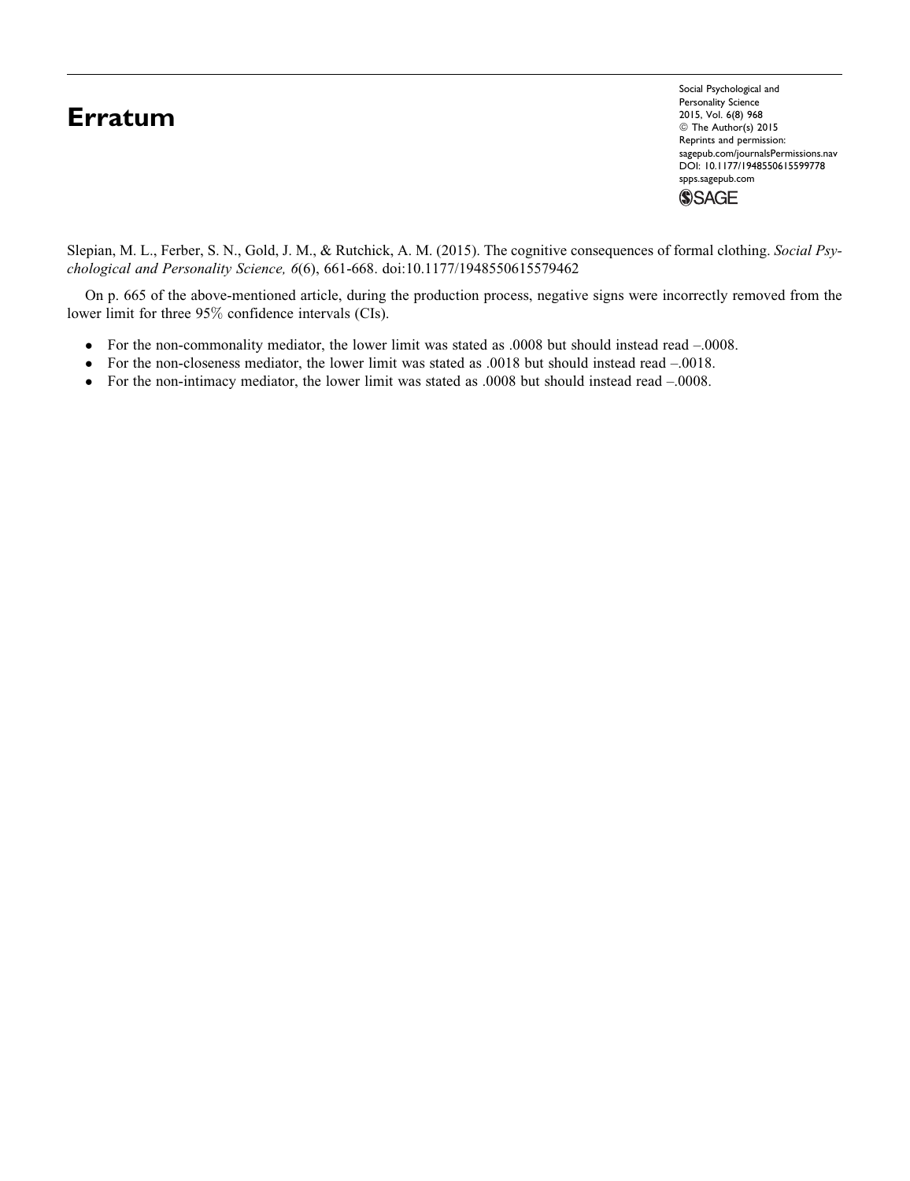# Erratum

Slepian, M. L., Ferber, S. N., Gold, J. M., & Rutchick, A. M. (2015). The cognitive consequences of formal clothing. *Social Psychological and Personality Science, 6*(6), 661-668. doi:10.1177/1948550615579462

On p. 665 of the above-mentioned article, during the production process, negative signs were incorrectly removed from the lower limit for three 95% confidence intervals (CIs).

- For the non-commonality mediator, the lower limit was stated as .0008 but should instead read –.0008.
- For the non-closeness mediator, the lower limit was stated as .0018 but should instead read –.0018.
- For the non-intimacy mediator, the lower limit was stated as .0008 but should instead read –.0008.